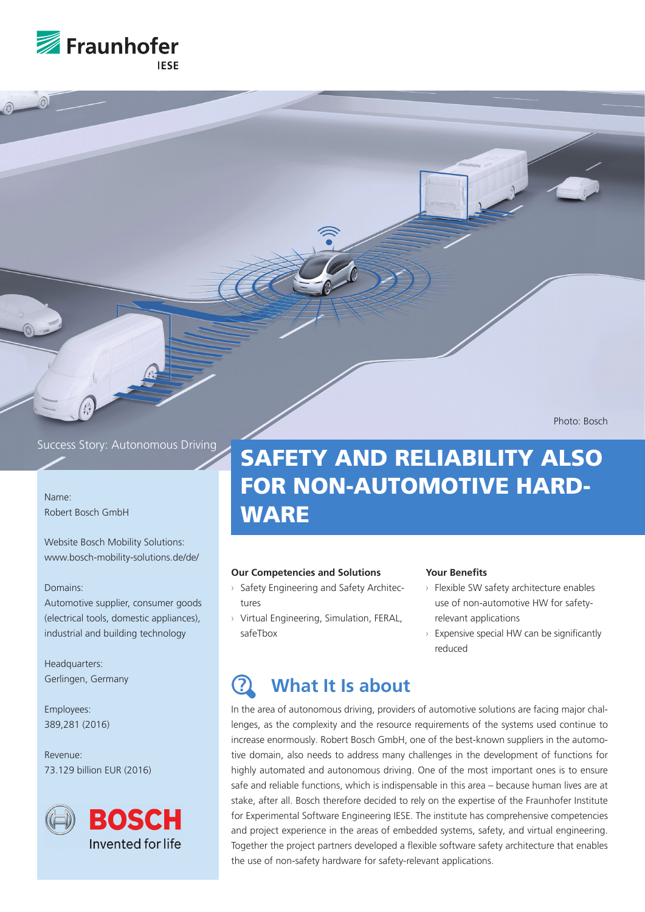Photo: Bosch

Success Story: Autonomous Driving

# SAFETY AND RELIABILITY ALSO FOR NON-AUTOMOTIVE HARD-WARE

Name:
Robert Bosch GmbH

Website Bosch Mobility Solutions:
www.bosch-mobility-solutions.de/de/

Domains:
Automotive supplier, consumer goods (electrical tools, domestic appliances), industrial and building technology

Headquarters:
Gerlingen, Germany

Employees:
389,281 (2016)

Revenue:
73.129 billion EUR (2016)

BOSCH
Invented for life

**Our Competencies and Solutions**

- Safety Engineering and Safety Architectures
- Virtual Engineering, Simulation, FERAL, safeTbox

**Your Benefits**

- Flexible SW safety architecture enables use of non-automotive HW for safety-relevant applications
- Expensive special HW can be significantly reduced

## What It Is about

In the area of autonomous driving, providers of automotive solutions are facing major challenges, as the complexity and the resource requirements of the systems used continue to increase enormously. Robert Bosch GmbH, one of the best-known suppliers in the automotive domain, also needs to address many challenges in the development of functions for highly automated and autonomous driving. One of the most important ones is to ensure safe and reliable functions, which is indispensable in this area – because human lives are at stake, after all. Bosch therefore decided to rely on the expertise of the Fraunhofer Institute for Experimental Software Engineering IESE. The institute has comprehensive competencies and project experience in the areas of embedded systems, safety, and virtual engineering. Together the project partners developed a flexible software safety architecture that enables the use of non-safety hardware for safety-relevant applications.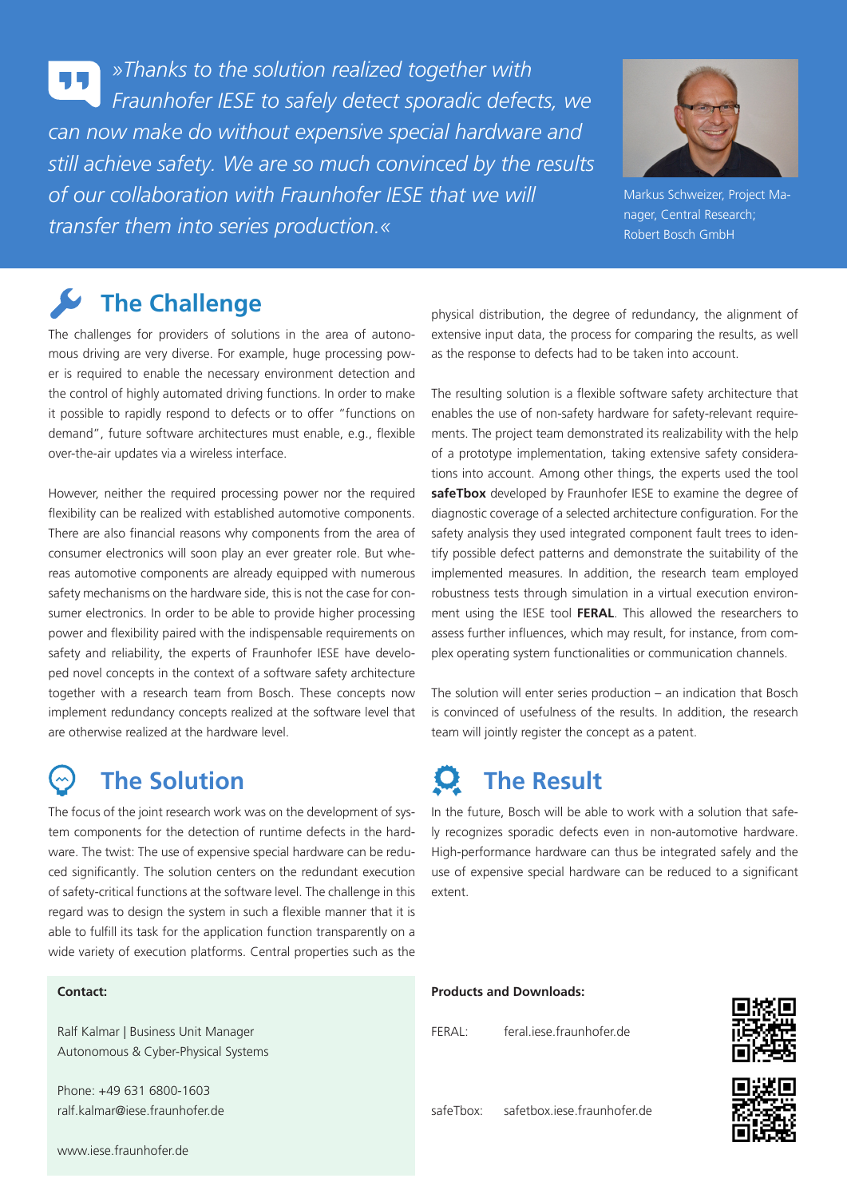*»Thanks to the solution realized together with Fraunhofer IESE to safely detect sporadic defects, we can now make do without expensive special hardware and still achieve safety. We are so much convinced by the results of our collaboration with Fraunhofer IESE that we will transfer them into series production.«*

Markus Schweizer, Project Manager, Central Research; Robert Bosch GmbH

## The Challenge

The challenges for providers of solutions in the area of autonomous driving are very diverse. For example, huge processing power is required to enable the necessary environment detection and the control of highly automated driving functions. In order to make it possible to rapidly respond to defects or to offer "functions on demand", future software architectures must enable, e.g., flexible over-the-air updates via a wireless interface.

However, neither the required processing power nor the required flexibility can be realized with established automotive components. There are also financial reasons why components from the area of consumer electronics will soon play an ever greater role. But whereas automotive components are already equipped with numerous safety mechanisms on the hardware side, this is not the case for consumer electronics. In order to be able to provide higher processing power and flexibility paired with the indispensable requirements on safety and reliability, the experts of Fraunhofer IESE have developed novel concepts in the context of a software safety architecture together with a research team from Bosch. These concepts now implement redundancy concepts realized at the software level that are otherwise realized at the hardware level.

## The Solution

The focus of the joint research work was on the development of system components for the detection of runtime defects in the hardware. The twist: The use of expensive special hardware can be reduced significantly. The solution centers on the redundant execution of safety-critical functions at the software level. The challenge in this regard was to design the system in such a flexible manner that it is able to fulfill its task for the application function transparently on a wide variety of execution platforms. Central properties such as the physical distribution, the degree of redundancy, the alignment of extensive input data, the process for comparing the results, as well as the response to defects had to be taken into account.

The resulting solution is a flexible software safety architecture that enables the use of non-safety hardware for safety-relevant requirements. The project team demonstrated its realizability with the help of a prototype implementation, taking extensive safety considerations into account. Among other things, the experts used the tool **safeTbox** developed by Fraunhofer IESE to examine the degree of diagnostic coverage of a selected architecture configuration. For the safety analysis they used integrated component fault trees to identify possible defect patterns and demonstrate the suitability of the implemented measures. In addition, the research team employed robustness tests through simulation in a virtual execution environment using the IESE tool **FERAL**. This allowed the researchers to assess further influences, which may result, for instance, from complex operating system functionalities or communication channels.

The solution will enter series production – an indication that Bosch is convinced of usefulness of the results. In addition, the research team will jointly register the concept as a patent.

## The Result

In the future, Bosch will be able to work with a solution that safely recognizes sporadic defects even in non-automotive hardware. High-performance hardware can thus be integrated safely and the use of expensive special hardware can be reduced to a significant extent.

**Contact:**

Ralf Kalmar | Business Unit Manager
Autonomous & Cyber-Physical Systems

Phone: +49 631 6800-1603
ralf.kalmar@iese.fraunhofer.de

www.iese.fraunhofer.de

**Products and Downloads:**

FERAL: feral.iese.fraunhofer.de

safeTbox: safetbox.iese.fraunhofer.de